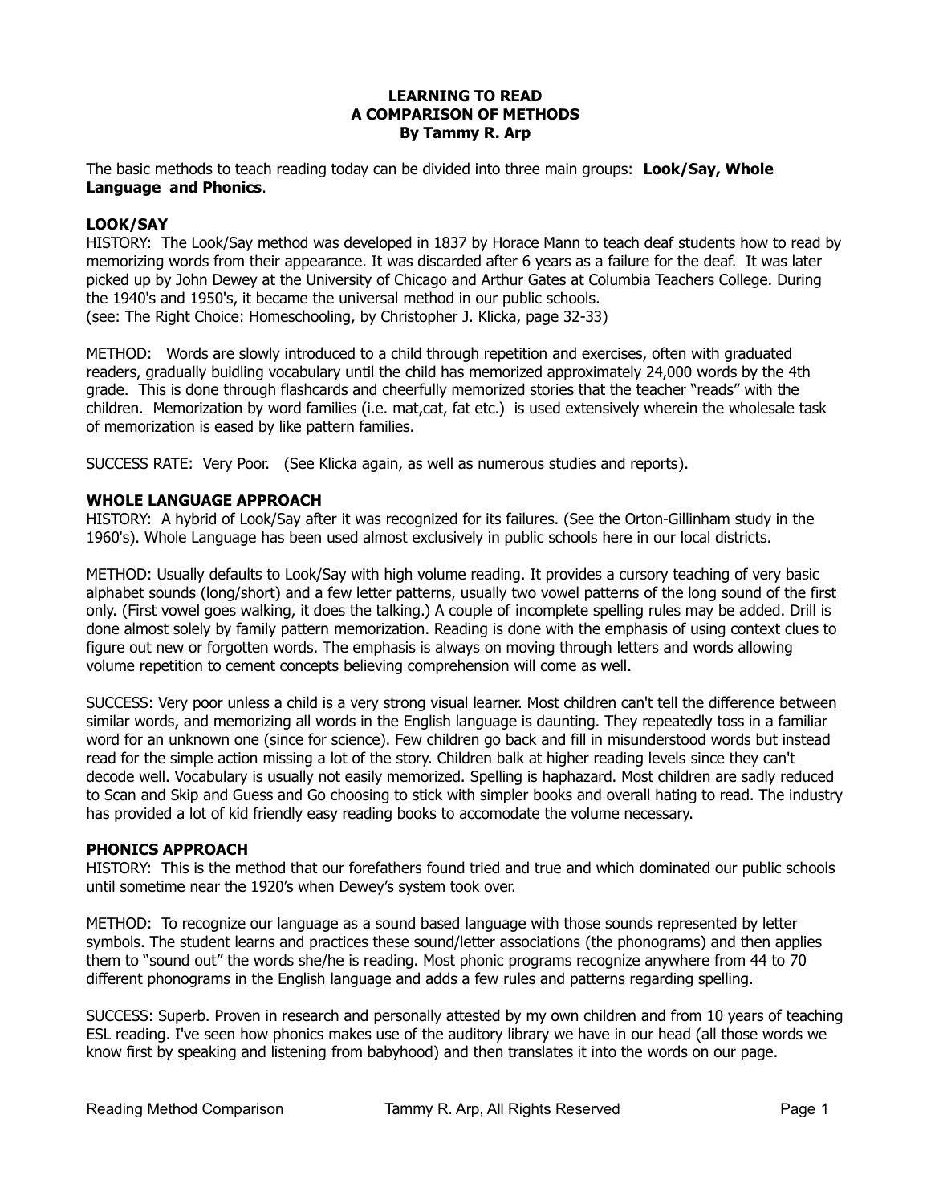# LEARNING TO READ
# A COMPARISON OF METHODS
### By Tammy R. Arp

The basic methods to teach reading today can be divided into three main groups: **Look/Say, Whole Language and Phonics**.

## LOOK/SAY

HISTORY: The Look/Say method was developed in 1837 by Horace Mann to teach deaf students how to read by memorizing words from their appearance. It was discarded after 6 years as a failure for the deaf. It was later picked up by John Dewey at the University of Chicago and Arthur Gates at Columbia Teachers College. During the 1940's and 1950's, it became the universal method in our public schools.
(see: The Right Choice: Homeschooling, by Christopher J. Klicka, page 32-33)

METHOD: Words are slowly introduced to a child through repetition and exercises, often with graduated readers, gradually buidling vocabulary until the child has memorized approximately 24,000 words by the 4th grade. This is done through flashcards and cheerfully memorized stories that the teacher "reads" with the children. Memorization by word families (i.e. mat,cat, fat etc.) is used extensively wherein the wholesale task of memorization is eased by like pattern families.

SUCCESS RATE: Very Poor. (See Klicka again, as well as numerous studies and reports).

## WHOLE LANGUAGE APPROACH

HISTORY: A hybrid of Look/Say after it was recognized for its failures. (See the Orton-Gillinham study in the 1960's). Whole Language has been used almost exclusively in public schools here in our local districts.

METHOD: Usually defaults to Look/Say with high volume reading. It provides a cursory teaching of very basic alphabet sounds (long/short) and a few letter patterns, usually two vowel patterns of the long sound of the first only. (First vowel goes walking, it does the talking.) A couple of incomplete spelling rules may be added. Drill is done almost solely by family pattern memorization. Reading is done with the emphasis of using context clues to figure out new or forgotten words. The emphasis is always on moving through letters and words allowing volume repetition to cement concepts believing comprehension will come as well.

SUCCESS: Very poor unless a child is a very strong visual learner. Most children can't tell the difference between similar words, and memorizing all words in the English language is daunting. They repeatedly toss in a familiar word for an unknown one (since for science). Few children go back and fill in misunderstood words but instead read for the simple action missing a lot of the story. Children balk at higher reading levels since they can't decode well. Vocabulary is usually not easily memorized. Spelling is haphazard. Most children are sadly reduced to Scan and Skip and Guess and Go choosing to stick with simpler books and overall hating to read. The industry has provided a lot of kid friendly easy reading books to accomodate the volume necessary.

## PHONICS APPROACH

HISTORY: This is the method that our forefathers found tried and true and which dominated our public schools until sometime near the 1920's when Dewey's system took over.

METHOD: To recognize our language as a sound based language with those sounds represented by letter symbols. The student learns and practices these sound/letter associations (the phonograms) and then applies them to "sound out" the words she/he is reading. Most phonic programs recognize anywhere from 44 to 70 different phonograms in the English language and adds a few rules and patterns regarding spelling.

SUCCESS: Superb. Proven in research and personally attested by my own children and from 10 years of teaching ESL reading. I've seen how phonics makes use of the auditory library we have in our head (all those words we know first by speaking and listening from babyhood) and then translates it into the words on our page.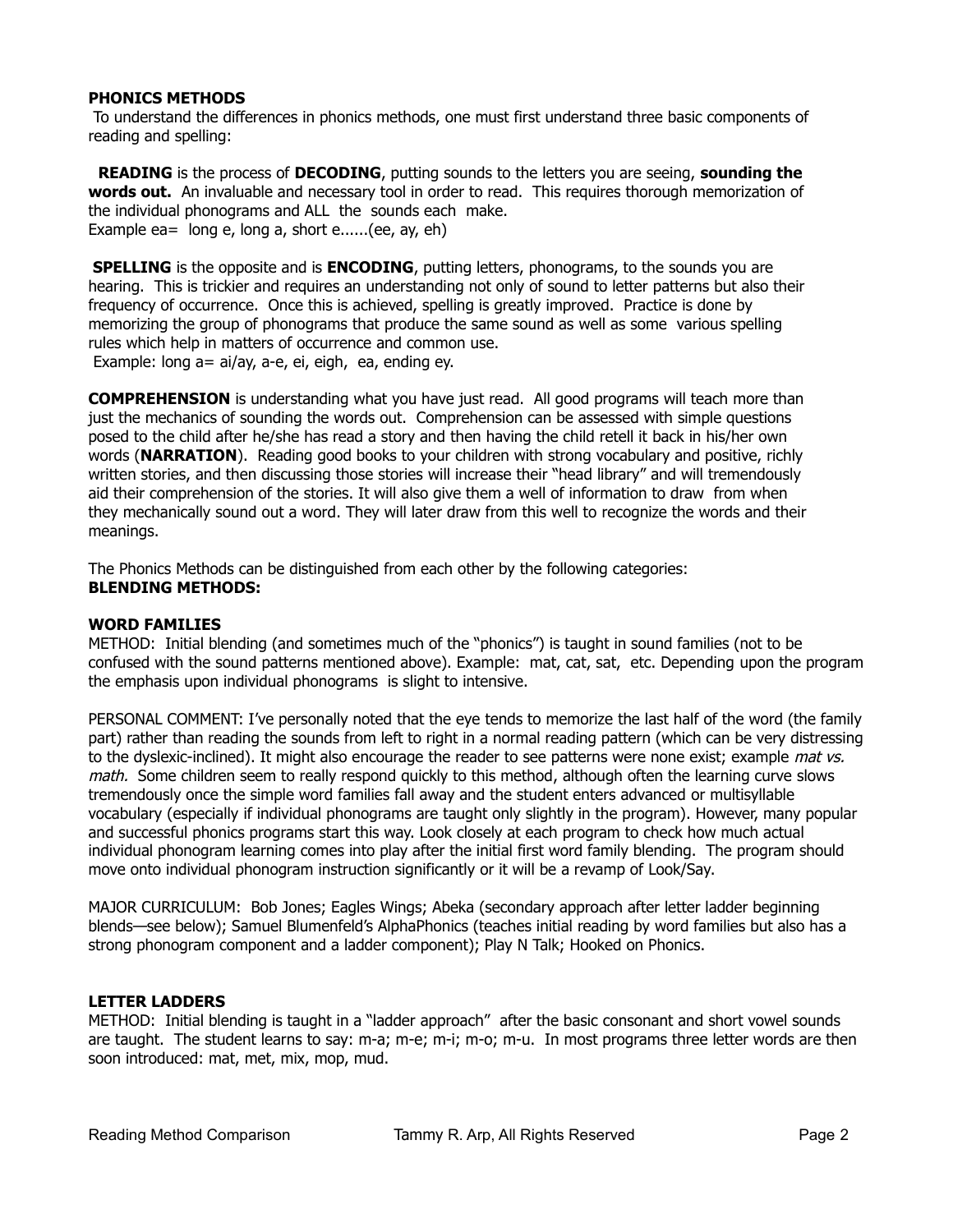## PHONICS METHODS

To understand the differences in phonics methods, one must first understand three basic components of reading and spelling:

**READING** is the process of **DECODING**, putting sounds to the letters you are seeing, **sounding the words out.** An invaluable and necessary tool in order to read. This requires thorough memorization of the individual phonograms and ALL the sounds each make.
Example ea= long e, long a, short e......(ee, ay, eh)

**SPELLING** is the opposite and is **ENCODING**, putting letters, phonograms, to the sounds you are hearing. This is trickier and requires an understanding not only of sound to letter patterns but also their frequency of occurrence. Once this is achieved, spelling is greatly improved. Practice is done by memorizing the group of phonograms that produce the same sound as well as some various spelling rules which help in matters of occurrence and common use.
Example: long a= ai/ay, a-e, ei, eigh, ea, ending ey.

**COMPREHENSION** is understanding what you have just read. All good programs will teach more than just the mechanics of sounding the words out. Comprehension can be assessed with simple questions posed to the child after he/she has read a story and then having the child retell it back in his/her own words (**NARRATION**). Reading good books to your children with strong vocabulary and positive, richly written stories, and then discussing those stories will increase their "head library" and will tremendously aid their comprehension of the stories. It will also give them a well of information to draw from when they mechanically sound out a word. They will later draw from this well to recognize the words and their meanings.

The Phonics Methods can be distinguished from each other by the following categories:

**BLENDING METHODS:**

### WORD FAMILIES

METHOD: Initial blending (and sometimes much of the "phonics") is taught in sound families (not to be confused with the sound patterns mentioned above). Example: mat, cat, sat, etc. Depending upon the program the emphasis upon individual phonograms is slight to intensive.

PERSONAL COMMENT: I've personally noted that the eye tends to memorize the last half of the word (the family part) rather than reading the sounds from left to right in a normal reading pattern (which can be very distressing to the dyslexic-inclined). It might also encourage the reader to see patterns were none exist; example *mat vs. math.* Some children seem to really respond quickly to this method, although often the learning curve slows tremendously once the simple word families fall away and the student enters advanced or multisyllable vocabulary (especially if individual phonograms are taught only slightly in the program). However, many popular and successful phonics programs start this way. Look closely at each program to check how much actual individual phonogram learning comes into play after the initial first word family blending. The program should move onto individual phonogram instruction significantly or it will be a revamp of Look/Say.

MAJOR CURRICULUM: Bob Jones; Eagles Wings; Abeka (secondary approach after letter ladder beginning blends—see below); Samuel Blumenfeld's AlphaPhonics (teaches initial reading by word families but also has a strong phonogram component and a ladder component); Play N Talk; Hooked on Phonics.

### LETTER LADDERS

METHOD: Initial blending is taught in a "ladder approach" after the basic consonant and short vowel sounds are taught. The student learns to say: m-a; m-e; m-i; m-o; m-u. In most programs three letter words are then soon introduced: mat, met, mix, mop, mud.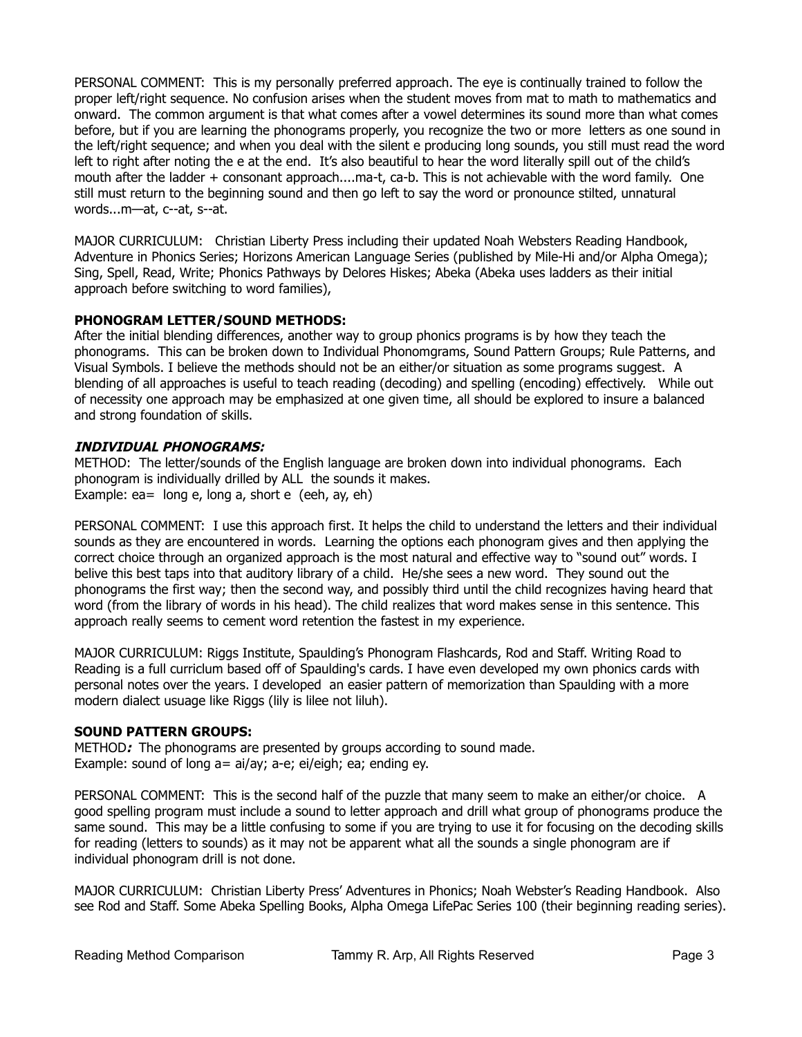PERSONAL COMMENT: This is my personally preferred approach. The eye is continually trained to follow the proper left/right sequence. No confusion arises when the student moves from mat to math to mathematics and onward. The common argument is that what comes after a vowel determines its sound more than what comes before, but if you are learning the phonograms properly, you recognize the two or more letters as one sound in the left/right sequence; and when you deal with the silent e producing long sounds, you still must read the word left to right after noting the e at the end. It's also beautiful to hear the word literally spill out of the child's mouth after the ladder + consonant approach....ma-t, ca-b. This is not achievable with the word family. One still must return to the beginning sound and then go left to say the word or pronounce stilted, unnatural words...m—at, c--at, s--at.

MAJOR CURRICULUM: Christian Liberty Press including their updated Noah Websters Reading Handbook, Adventure in Phonics Series; Horizons American Language Series (published by Mile-Hi and/or Alpha Omega); Sing, Spell, Read, Write; Phonics Pathways by Delores Hiskes; Abeka (Abeka uses ladders as their initial approach before switching to word families),

**PHONOGRAM LETTER/SOUND METHODS:**
After the initial blending differences, another way to group phonics programs is by how they teach the phonograms. This can be broken down to Individual Phonomgrams, Sound Pattern Groups; Rule Patterns, and Visual Symbols. I believe the methods should not be an either/or situation as some programs suggest. A blending of all approaches is useful to teach reading (decoding) and spelling (encoding) effectively. While out of necessity one approach may be emphasized at one given time, all should be explored to insure a balanced and strong foundation of skills.

***INDIVIDUAL PHONOGRAMS:***
METHOD: The letter/sounds of the English language are broken down into individual phonograms. Each phonogram is individually drilled by ALL the sounds it makes.
Example: ea= long e, long a, short e (eeh, ay, eh)

PERSONAL COMMENT: I use this approach first. It helps the child to understand the letters and their individual sounds as they are encountered in words. Learning the options each phonogram gives and then applying the correct choice through an organized approach is the most natural and effective way to "sound out" words. I belive this best taps into that auditory library of a child. He/she sees a new word. They sound out the phonograms the first way; then the second way, and possibly third until the child recognizes having heard that word (from the library of words in his head). The child realizes that word makes sense in this sentence. This approach really seems to cement word retention the fastest in my experience.

MAJOR CURRICULUM: Riggs Institute, Spaulding's Phonogram Flashcards, Rod and Staff. Writing Road to Reading is a full curriclum based off of Spaulding's cards. I have even developed my own phonics cards with personal notes over the years. I developed an easier pattern of memorization than Spaulding with a more modern dialect usuage like Riggs (lily is lilee not liluh).

**SOUND PATTERN GROUPS:**
METHOD***:*** The phonograms are presented by groups according to sound made.
Example: sound of long a= ai/ay; a-e; ei/eigh; ea; ending ey.

PERSONAL COMMENT: This is the second half of the puzzle that many seem to make an either/or choice. A good spelling program must include a sound to letter approach and drill what group of phonograms produce the same sound. This may be a little confusing to some if you are trying to use it for focusing on the decoding skills for reading (letters to sounds) as it may not be apparent what all the sounds a single phonogram are if individual phonogram drill is not done.

MAJOR CURRICULUM: Christian Liberty Press' Adventures in Phonics; Noah Webster's Reading Handbook. Also see Rod and Staff. Some Abeka Spelling Books, Alpha Omega LifePac Series 100 (their beginning reading series).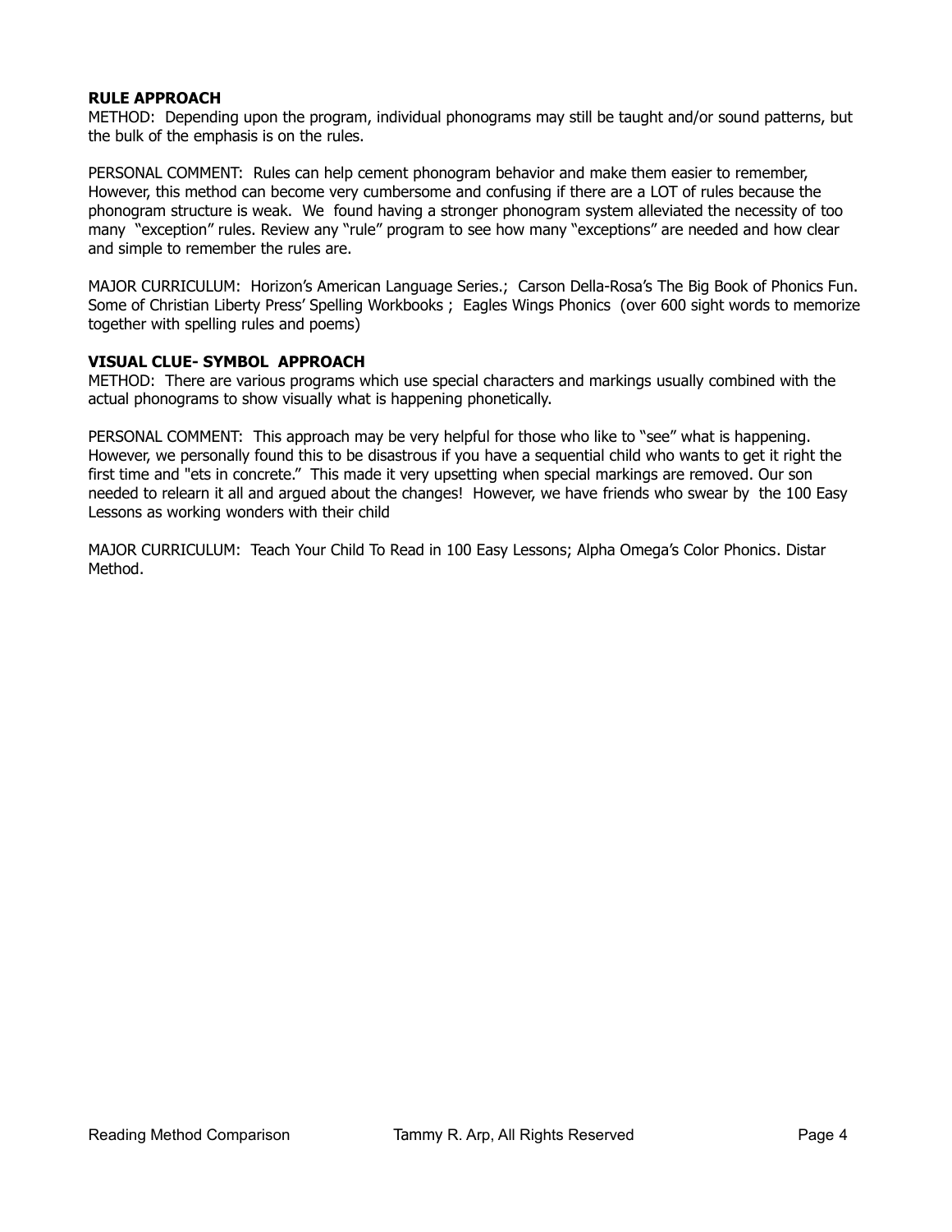**RULE APPROACH**

METHOD: Depending upon the program, individual phonograms may still be taught and/or sound patterns, but the bulk of the emphasis is on the rules.

PERSONAL COMMENT: Rules can help cement phonogram behavior and make them easier to remember, However, this method can become very cumbersome and confusing if there are a LOT of rules because the phonogram structure is weak. We found having a stronger phonogram system alleviated the necessity of too many "exception" rules. Review any "rule" program to see how many "exceptions" are needed and how clear and simple to remember the rules are.

MAJOR CURRICULUM: Horizon's American Language Series.; Carson Della-Rosa's The Big Book of Phonics Fun. Some of Christian Liberty Press' Spelling Workbooks ; Eagles Wings Phonics (over 600 sight words to memorize together with spelling rules and poems)

**VISUAL CLUE- SYMBOL APPROACH**

METHOD: There are various programs which use special characters and markings usually combined with the actual phonograms to show visually what is happening phonetically.

PERSONAL COMMENT: This approach may be very helpful for those who like to "see" what is happening. However, we personally found this to be disastrous if you have a sequential child who wants to get it right the first time and "ets in concrete." This made it very upsetting when special markings are removed. Our son needed to relearn it all and argued about the changes! However, we have friends who swear by the 100 Easy Lessons as working wonders with their child

MAJOR CURRICULUM: Teach Your Child To Read in 100 Easy Lessons; Alpha Omega's Color Phonics. Distar Method.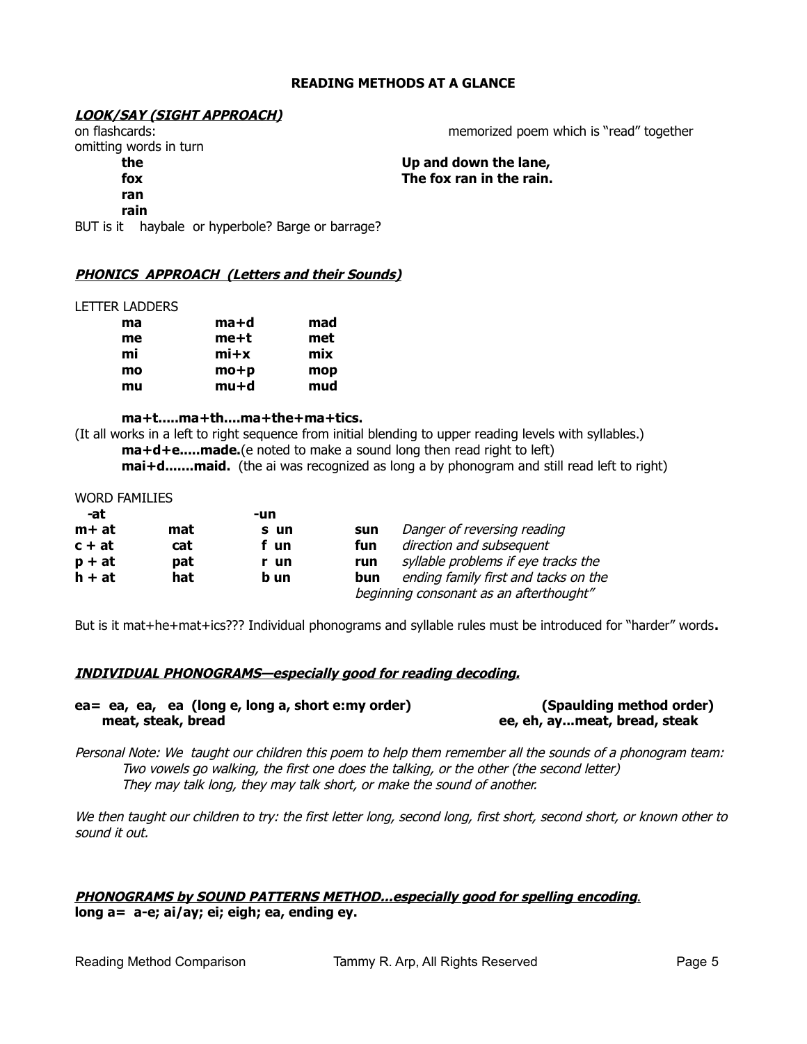# READING METHODS AT A GLANCE

## ***LOOK/SAY (SIGHT APPROACH)***

on flashcards:
omitting words in turn

**the**
**fox**
**ran**
**rain**

memorized poem which is "read" together

**Up and down the lane,**
**The fox ran in the rain.**

BUT is it haybale or hyperbole? Barge or barrage?

## ***PHONICS APPROACH (Letters and their Sounds)***

LETTER LADDERS

| | | |
|---|---|---|
| **ma** | **ma+d** | **mad** |
| **me** | **me+t** | **met** |
| **mi** | **mi+x** | **mix** |
| **mo** | **mo+p** | **mop** |
| **mu** | **mu+d** | **mud** |

**ma+t.....ma+th....ma+the+ma+tics.**

(It all works in a left to right sequence from initial blending to upper reading levels with syllables.)

**ma+d+e.....made.**(e noted to make a sound long then read right to left)

**mai+d.......maid.** (the ai was recognized as long a by phonogram and still read left to right)

WORD FAMILIES

| **-at** | | **-un** | | |
|---|---|---|---|---|
| **m+ at** | **mat** | **s un** | **sun** | *Danger of reversing reading* |
| **c + at** | **cat** | **f un** | **fun** | *direction and subsequent* |
| **p + at** | **pat** | **r un** | **run** | *syllable problems if eye tracks the* |
| **h + at** | **hat** | **b un** | **bun** | *ending family first and tacks on the* |
| | | | | *beginning consonant as an afterthought"* |

But is it mat+he+mat+ics??? Individual phonograms and syllable rules must be introduced for "harder" words**.**

## ***INDIVIDUAL PHONOGRAMS—especially good for reading decoding.***

**ea= ea, ea, ea (long e, long a, short e:my order)**
**meat, steak, bread**

**(Spaulding method order)**
**ee, eh, ay...meat, bread, steak**

*Personal Note: We taught our children this poem to help them remember all the sounds of a phonogram team:*
*Two vowels go walking, the first one does the talking, or the other (the second letter)*
*They may talk long, they may talk short, or make the sound of another.*

*We then taught our children to try: the first letter long, second long, first short, second short, or known other to sound it out.*

## ***PHONOGRAMS by SOUND PATTERNS METHOD...especially good for spelling encoding.***

**long a= a-e; ai/ay; ei; eigh; ea, ending ey.**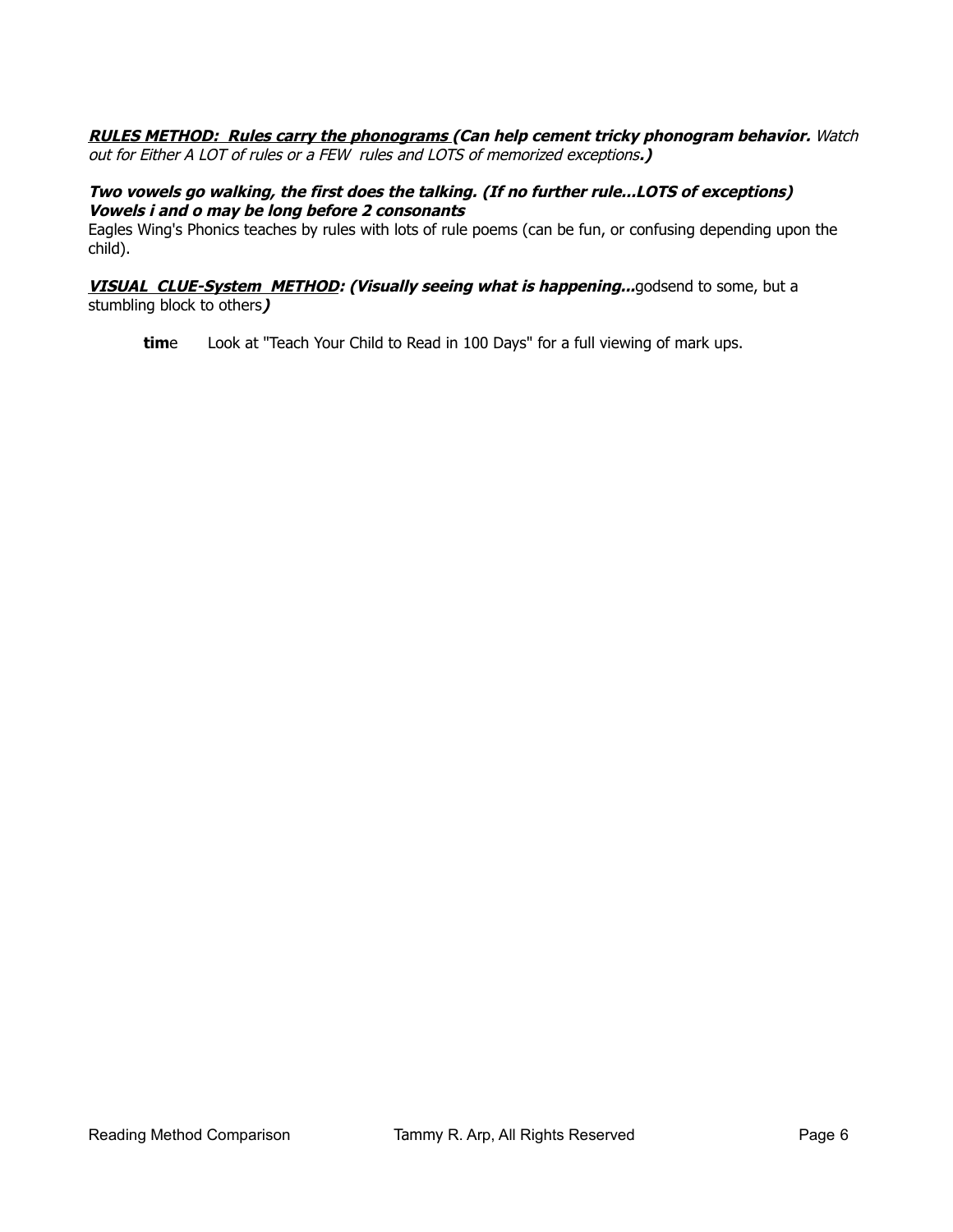***<u>RULES METHOD: Rules carry the phonograms</u> (Can help cement tricky phonogram behavior.*** *Watch out for Either A LOT of rules or a FEW rules and LOTS of memorized exceptions**.)***

***Two vowels go walking, the first does the talking. (If no further rule...LOTS of exceptions)***
***Vowels i and o may be long before 2 consonants***
Eagles Wing's Phonics teaches by rules with lots of rule poems (can be fun, or confusing depending upon the child).

***<u>VISUAL CLUE-System METHOD</u>: (Visually seeing what is happening...***godsend to some, but a stumbling block to others***)***

**tim**e Look at "Teach Your Child to Read in 100 Days" for a full viewing of mark ups.